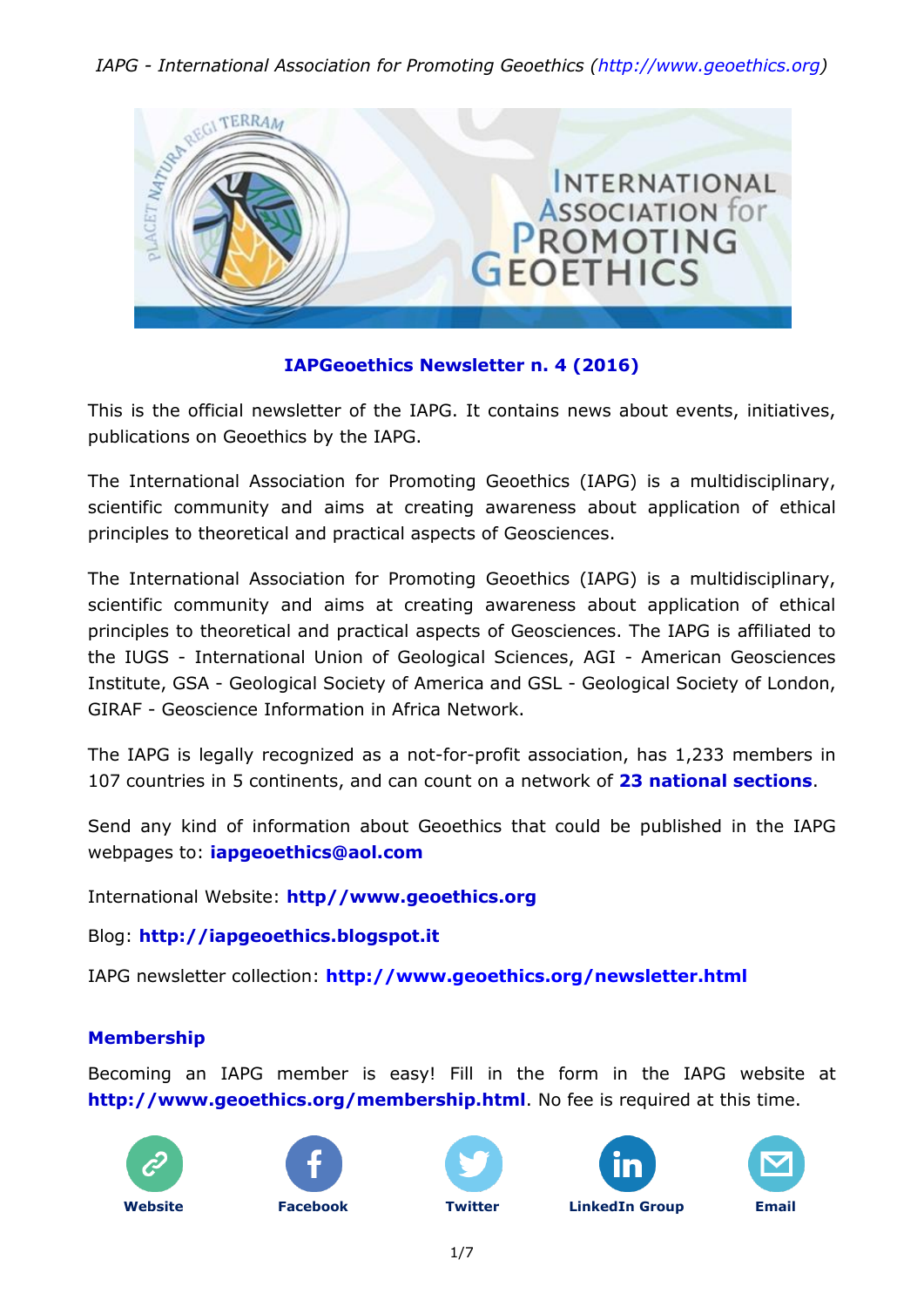## IAPGeoethics Newsletter n. 4 (2016)

This is the official newsletter of the IAPG. It contains news about events, initiatives, publications on Geoethics by the IAPG.

The International Association for Promoting Geoethics (IAPG) is a multidisciplinary, scientific community and aims at creating awareness about application of ethical principles to theoretical and practical aspects of Geosciences.

The International Association for Promoting Geoethics (IAPG) is a multidisciplinary, scientific community and aims at creating awareness about application of ethical principles to theoretical and practical aspects of Geosciences. The IAPG is affiliated to the IUGS - International Union of Geological Sciences, AGI - American Geosciences Institute, GSA - Geological Society of America and GSL - Geological Society of London, GIRAF - Geoscience Information in Africa Network.

The IAPG is legally recognized as a not-for-profit association, has 1,233 members in 107 countries in 5 continents, and can count on a network of **23 national sections**.

Send any kind of information about Geoethics that could be published in the IAPG webpages to: **iapgeoethics@aol.com**

International Website: **http//www.geoethics.org**

Blog: **http://iapgeoethics.blogspot.it**

IAPG newsletter collection: **http://www.geoethics.org/newsletter.html**

### Membership

Becoming an IAPG member is easy! Fill in the form in the IAPG website at **http://www.geoethics.org/membership.html**. No fee is required at this time.

**Website** **Facebook** **Twitter** **LinkedIn Group** **Email**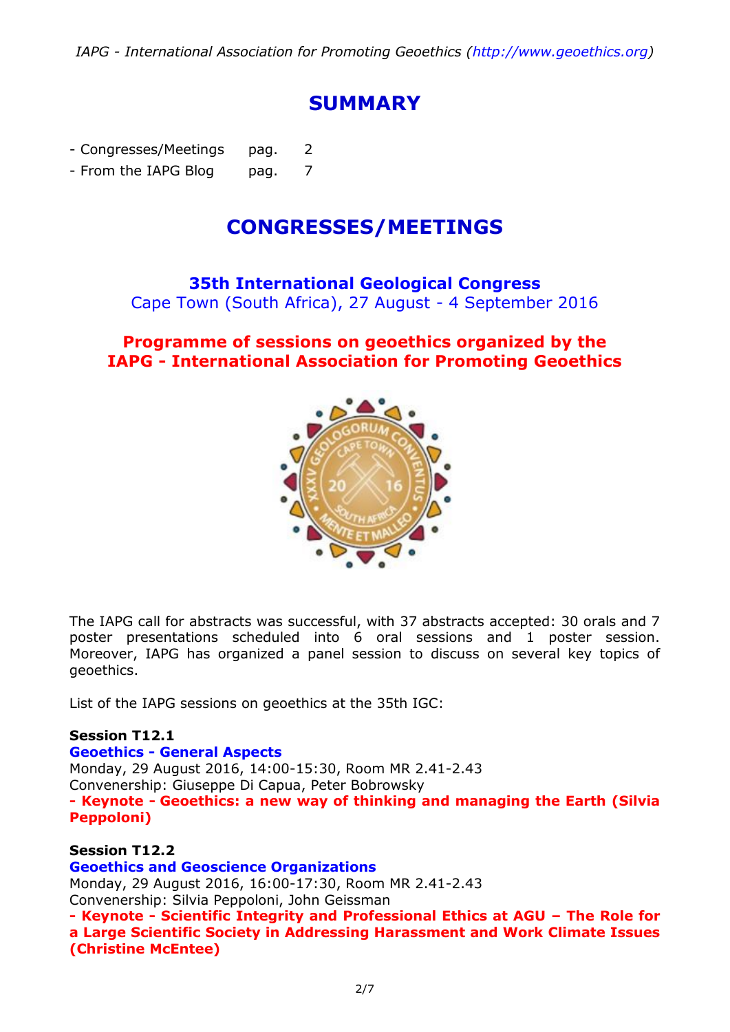# SUMMARY

- Congresses/Meetings pag. 2
- From the IAPG Blog pag. 7

# CONGRESSES/MEETINGS

## 35th International Geological Congress

Cape Town (South Africa), 27 August - 4 September 2016

## Programme of sessions on geoethics organized by the IAPG - International Association for Promoting Geoethics

The IAPG call for abstracts was successful, with 37 abstracts accepted: 30 orals and 7 poster presentations scheduled into 6 oral sessions and 1 poster session. Moreover, IAPG has organized a panel session to discuss on several key topics of geoethics.

List of the IAPG sessions on geoethics at the 35th IGC:

**Session T12.1**
**Geoethics - General Aspects**
Monday, 29 August 2016, 14:00-15:30, Room MR 2.41-2.43
Convenership: Giuseppe Di Capua, Peter Bobrowsky
**- Keynote - Geoethics: a new way of thinking and managing the Earth (Silvia Peppoloni)**

**Session T12.2**
**Geoethics and Geoscience Organizations**
Monday, 29 August 2016, 16:00-17:30, Room MR 2.41-2.43
Convenership: Silvia Peppoloni, John Geissman
**- Keynote - Scientific Integrity and Professional Ethics at AGU – The Role for a Large Scientific Society in Addressing Harassment and Work Climate Issues (Christine McEntee)**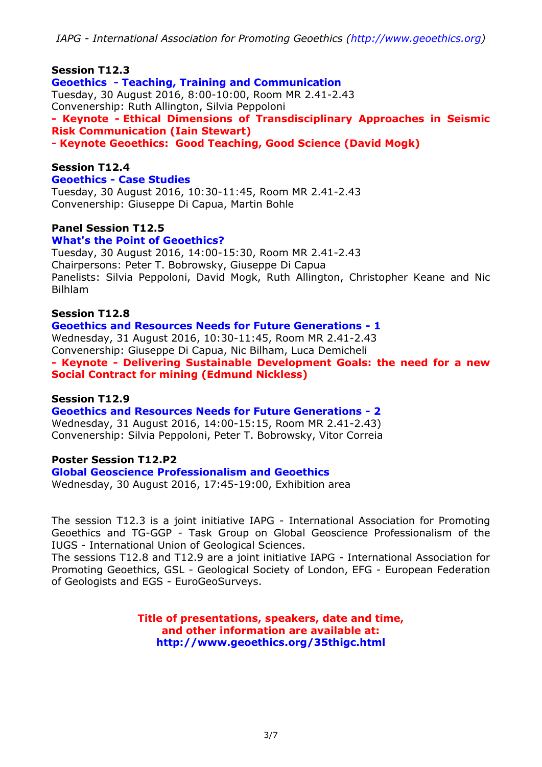**Session T12.3**

**Geoethics - Teaching, Training and Communication**

Tuesday, 30 August 2016, 8:00-10:00, Room MR 2.41-2.43

Convenership: Ruth Allington, Silvia Peppoloni

**- Keynote - Ethical Dimensions of Transdisciplinary Approaches in Seismic Risk Communication (Iain Stewart)**

**- Keynote Geoethics: Good Teaching, Good Science (David Mogk)**

**Session T12.4**

**Geoethics - Case Studies**

Tuesday, 30 August 2016, 10:30-11:45, Room MR 2.41-2.43

Convenership: Giuseppe Di Capua, Martin Bohle

**Panel Session T12.5**

**What's the Point of Geoethics?**

Tuesday, 30 August 2016, 14:00-15:30, Room MR 2.41-2.43

Chairpersons: Peter T. Bobrowsky, Giuseppe Di Capua

Panelists: Silvia Peppoloni, David Mogk, Ruth Allington, Christopher Keane and Nic Bilhlam

**Session T12.8**

**Geoethics and Resources Needs for Future Generations - 1**

Wednesday, 31 August 2016, 10:30-11:45, Room MR 2.41-2.43

Convenership: Giuseppe Di Capua, Nic Bilham, Luca Demicheli

**- Keynote - Delivering Sustainable Development Goals: the need for a new Social Contract for mining (Edmund Nickless)**

**Session T12.9**

**Geoethics and Resources Needs for Future Generations - 2**

Wednesday, 31 August 2016, 14:00-15:15, Room MR 2.41-2.43)

Convenership: Silvia Peppoloni, Peter T. Bobrowsky, Vitor Correia

**Poster Session T12.P2**

**Global Geoscience Professionalism and Geoethics**

Wednesday, 30 August 2016, 17:45-19:00, Exhibition area

The session T12.3 is a joint initiative IAPG - International Association for Promoting Geoethics and TG-GGP - Task Group on Global Geoscience Professionalism of the IUGS - International Union of Geological Sciences.

The sessions T12.8 and T12.9 are a joint initiative IAPG - International Association for Promoting Geoethics, GSL - Geological Society of London, EFG - European Federation of Geologists and EGS - EuroGeoSurveys.

**Title of presentations, speakers, date and time, and other information are available at: http://www.geoethics.org/35thigc.html**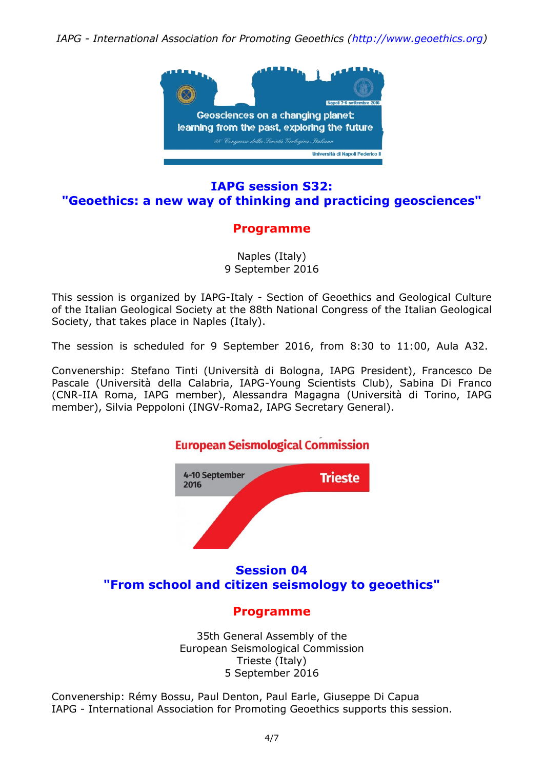## IAPG session S32:
## "Geoethics: a new way of thinking and practicing geosciences"

### Programme

Naples (Italy)
9 September 2016

This session is organized by IAPG-Italy - Section of Geoethics and Geological Culture of the Italian Geological Society at the 88th National Congress of the Italian Geological Society, that takes place in Naples (Italy).

The session is scheduled for 9 September 2016, from 8:30 to 11:00, Aula A32.

Convenership: Stefano Tinti (Università di Bologna, IAPG President), Francesco De Pascale (Università della Calabria, IAPG-Young Scientists Club), Sabina Di Franco (CNR-IIA Roma, IAPG member), Alessandra Magagna (Università di Torino, IAPG member), Silvia Peppoloni (INGV-Roma2, IAPG Secretary General).

## Session 04
## "From school and citizen seismology to geoethics"

### Programme

35th General Assembly of the
European Seismological Commission
Trieste (Italy)
5 September 2016

Convenership: Rémy Bossu, Paul Denton, Paul Earle, Giuseppe Di Capua
IAPG - International Association for Promoting Geoethics supports this session.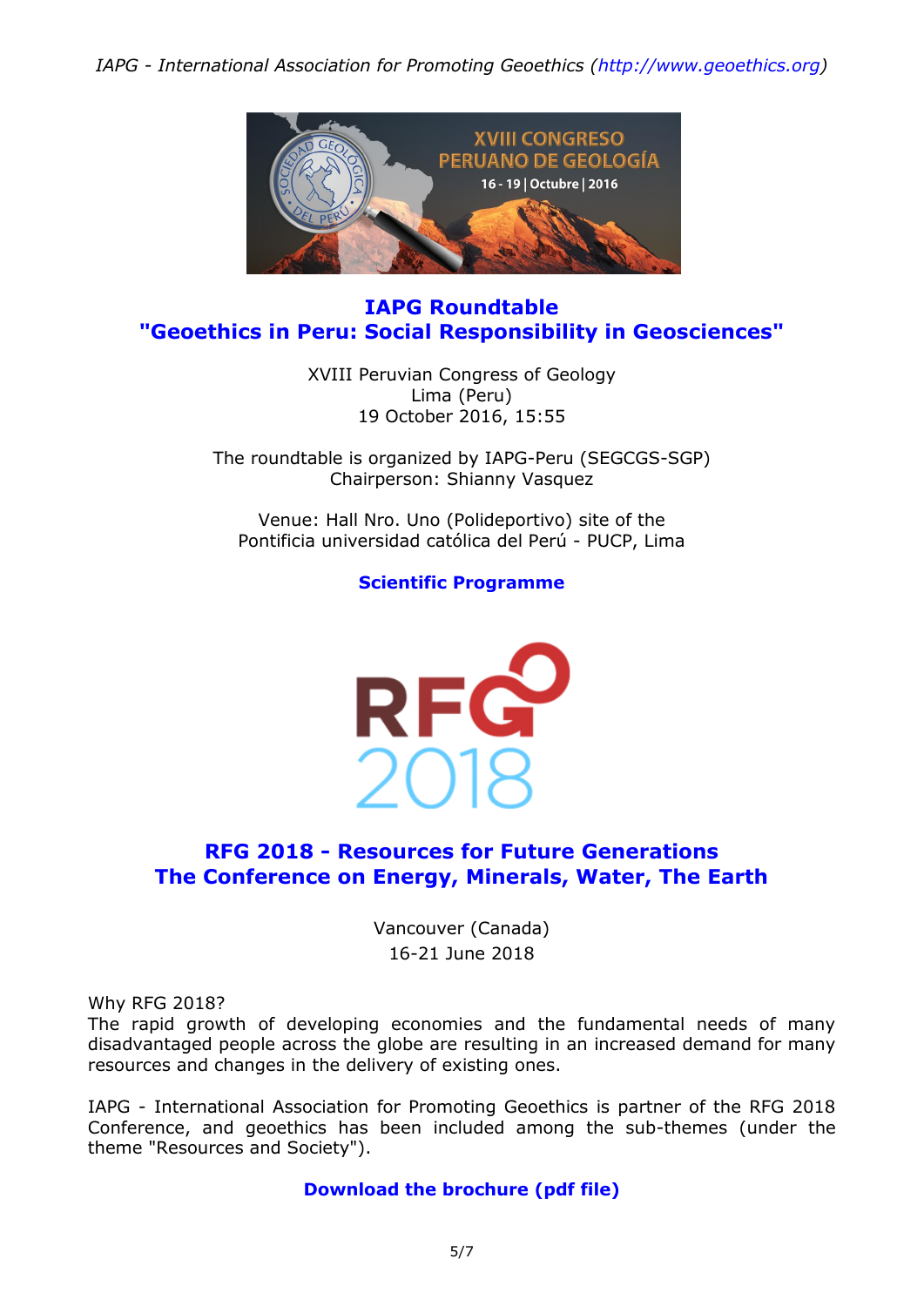## IAPG Roundtable
## "Geoethics in Peru: Social Responsibility in Geosciences"

XVIII Peruvian Congress of Geology
Lima (Peru)
19 October 2016, 15:55

The roundtable is organized by IAPG-Peru (SEGCGS-SGP)
Chairperson: Shianny Vasquez

Venue: Hall Nro. Uno (Polideportivo) site of the
Pontificia universidad católica del Perú - PUCP, Lima

**Scientific Programme**

## RFG 2018 - Resources for Future Generations
## The Conference on Energy, Minerals, Water, The Earth

Vancouver (Canada)
16-21 June 2018

Why RFG 2018?
The rapid growth of developing economies and the fundamental needs of many disadvantaged people across the globe are resulting in an increased demand for many resources and changes in the delivery of existing ones.

IAPG - International Association for Promoting Geoethics is partner of the RFG 2018 Conference, and geoethics has been included among the sub-themes (under the theme "Resources and Society").

**Download the brochure (pdf file)**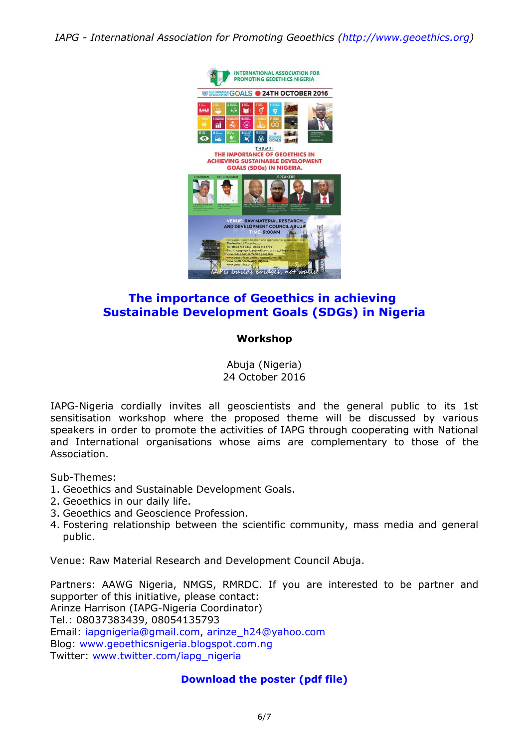## The importance of Geoethics in achieving Sustainable Development Goals (SDGs) in Nigeria

**Workshop**

Abuja (Nigeria)
24 October 2016

IAPG-Nigeria cordially invites all geoscientists and the general public to its 1st sensitisation workshop where the proposed theme will be discussed by various speakers in order to promote the activities of IAPG through cooperating with National and International organisations whose aims are complementary to those of the Association.

Sub-Themes:

1. Geoethics and Sustainable Development Goals.
2. Geoethics in our daily life.
3. Geoethics and Geoscience Profession.
4. Fostering relationship between the scientific community, mass media and general public.

Venue: Raw Material Research and Development Council Abuja.

Partners: AAWG Nigeria, NMGS, RMRDC. If you are interested to be partner and supporter of this initiative, please contact:
Arinze Harrison (IAPG-Nigeria Coordinator)
Tel.: 08037383439, 08054135793
Email: iapgnigeria@gmail.com, arinze_h24@yahoo.com
Blog: www.geoethicsnigeria.blogspot.com.ng
Twitter: www.twitter.com/iapg_nigeria

**Download the poster (pdf file)**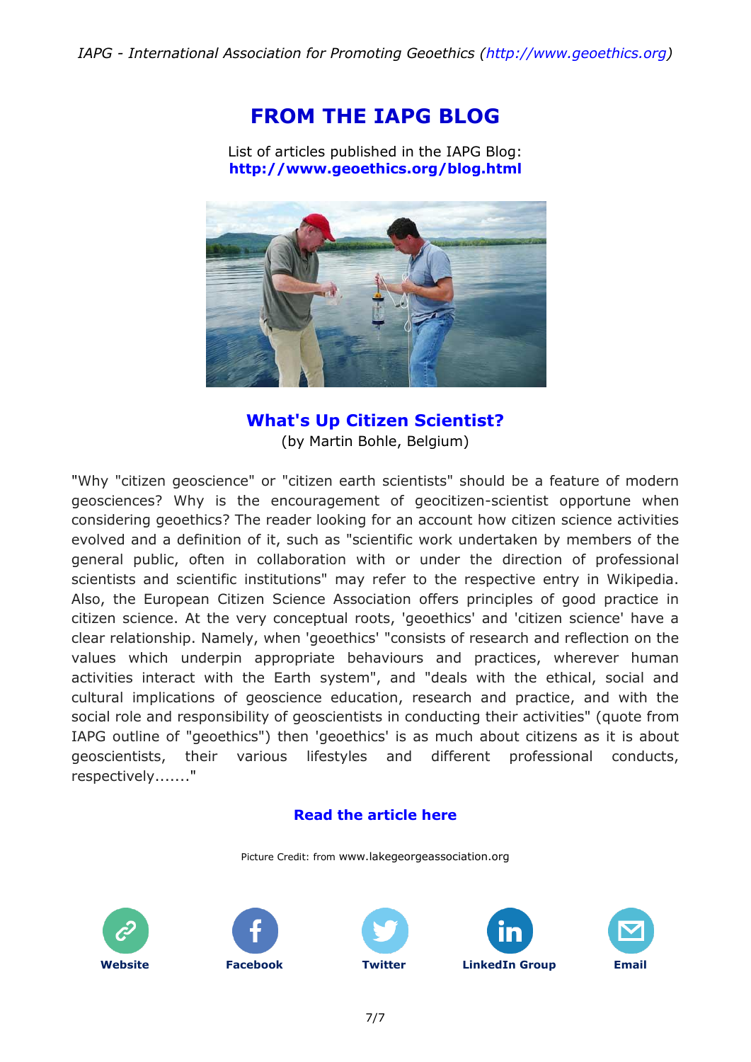# FROM THE IAPG BLOG

List of articles published in the IAPG Blog:
**http://www.geoethics.org/blog.html**

## What's Up Citizen Scientist?

(by Martin Bohle, Belgium)

"Why "citizen geoscience" or "citizen earth scientists" should be a feature of modern geosciences? Why is the encouragement of geocitizen-scientist opportune when considering geoethics? The reader looking for an account how citizen science activities evolved and a definition of it, such as "scientific work undertaken by members of the general public, often in collaboration with or under the direction of professional scientists and scientific institutions" may refer to the respective entry in Wikipedia. Also, the European Citizen Science Association offers principles of good practice in citizen science. At the very conceptual roots, 'geoethics' and 'citizen science' have a clear relationship. Namely, when 'geoethics' "consists of research and reflection on the values which underpin appropriate behaviours and practices, wherever human activities interact with the Earth system", and "deals with the ethical, social and cultural implications of geoscience education, research and practice, and with the social role and responsibility of geoscientists in conducting their activities" (quote from IAPG outline of "geoethics") then 'geoethics' is as much about citizens as it is about geoscientists, their various lifestyles and different professional conducts, respectively......."

**Read the article here**

Picture Credit: from www.lakegeorgeassociation.org

**Website** **Facebook** **Twitter** **LinkedIn Group** **Email**